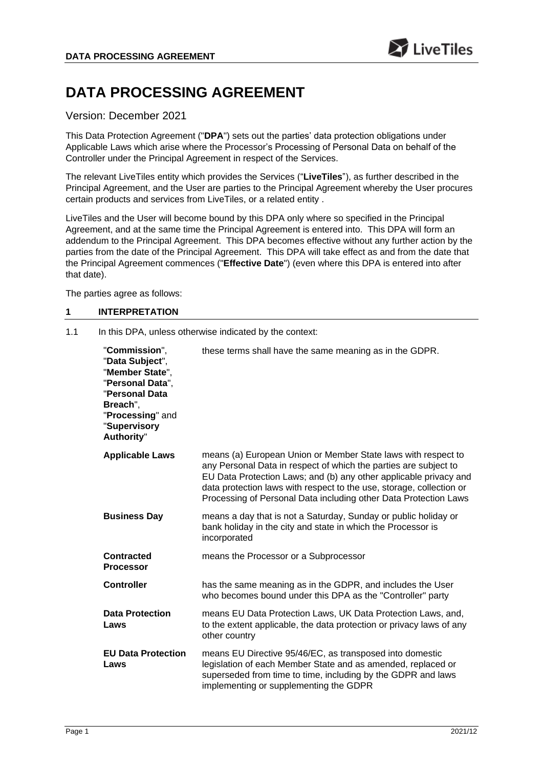# DATA PROCESSING AGREEMENT

Version: December 2021

This Data Protection Agreement ("**DPA**") sets out the parties' data protection obligations under Applicable Laws which arise where the Processor's Processing of Personal Data on behalf of the Controller under the Principal Agreement in respect of the Services.

The relevant LiveTiles entity which provides the Services ("**LiveTiles**"), as further described in the Principal Agreement, and the User are parties to the Principal Agreement whereby the User procures certain products and services from LiveTiles, or a related entity .

LiveTiles and the User will become bound by this DPA only where so specified in the Principal Agreement, and at the same time the Principal Agreement is entered into. This DPA will form an addendum to the Principal Agreement. This DPA becomes effective without any further action by the parties from the date of the Principal Agreement. This DPA will take effect as and from the date that the Principal Agreement commences ("**Effective Date**") (even where this DPA is entered into after that date).

The parties agree as follows:

## 1 INTERPRETATION

1.1 In this DPA, unless otherwise indicated by the context:

| Term | Definition |
|---|---|
| "**Commission**", "**Data Subject**", "**Member State**", "**Personal Data**", "**Personal Data Breach**", "**Processing**" and "**Supervisory Authority**" | these terms shall have the same meaning as in the GDPR. |
| **Applicable Laws** | means (a) European Union or Member State laws with respect to any Personal Data in respect of which the parties are subject to EU Data Protection Laws; and (b) any other applicable privacy and data protection laws with respect to the use, storage, collection or Processing of Personal Data including other Data Protection Laws |
| **Business Day** | means a day that is not a Saturday, Sunday or public holiday or bank holiday in the city and state in which the Processor is incorporated |
| **Contracted Processor** | means the Processor or a Subprocessor |
| **Controller** | has the same meaning as in the GDPR, and includes the User who becomes bound under this DPA as the "Controller" party |
| **Data Protection Laws** | means EU Data Protection Laws, UK Data Protection Laws, and, to the extent applicable, the data protection or privacy laws of any other country |
| **EU Data Protection Laws** | means EU Directive 95/46/EC, as transposed into domestic legislation of each Member State and as amended, replaced or superseded from time to time, including by the GDPR and laws implementing or supplementing the GDPR |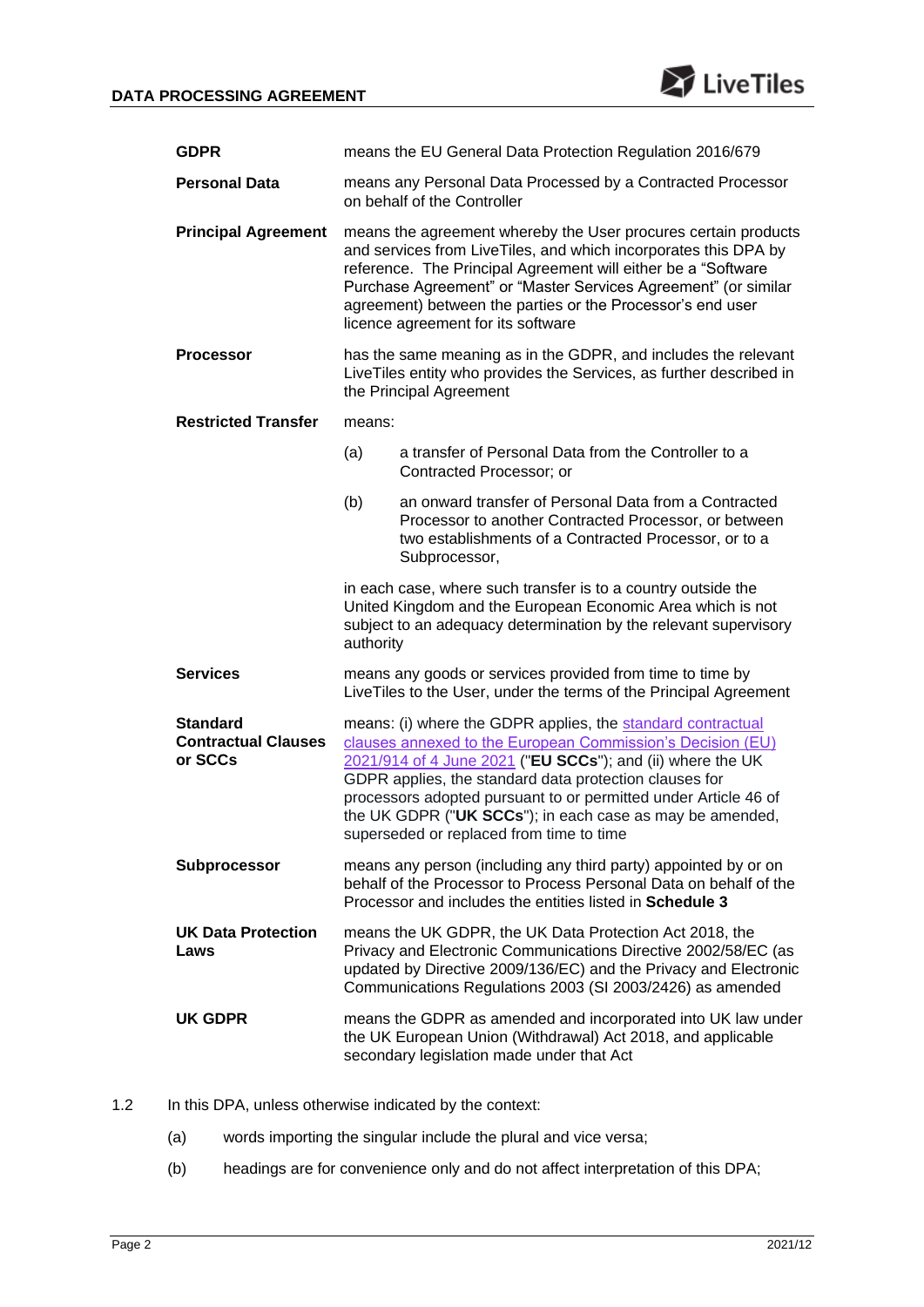| | |
|---|---|
| **GDPR** | means the EU General Data Protection Regulation 2016/679 |
| **Personal Data** | means any Personal Data Processed by a Contracted Processor on behalf of the Controller |
| **Principal Agreement** | means the agreement whereby the User procures certain products and services from LiveTiles, and which incorporates this DPA by reference. The Principal Agreement will either be a "Software Purchase Agreement" or "Master Services Agreement" (or similar agreement) between the parties or the Processor's end user licence agreement for its software |
| **Processor** | has the same meaning as in the GDPR, and includes the relevant LiveTiles entity who provides the Services, as further described in the Principal Agreement |
| **Restricted Transfer** | means: (a) a transfer of Personal Data from the Controller to a Contracted Processor; or (b) an onward transfer of Personal Data from a Contracted Processor to another Contracted Processor, or between two establishments of a Contracted Processor, or to a Subprocessor, in each case, where such transfer is to a country outside the United Kingdom and the European Economic Area which is not subject to an adequacy determination by the relevant supervisory authority |
| **Services** | means any goods or services provided from time to time by LiveTiles to the User, under the terms of the Principal Agreement |
| **Standard Contractual Clauses or SCCs** | means: (i) where the GDPR applies, the standard contractual clauses annexed to the European Commission's Decision (EU) 2021/914 of 4 June 2021 ("**EU SCCs**"); and (ii) where the UK GDPR applies, the standard data protection clauses for processors adopted pursuant to or permitted under Article 46 of the UK GDPR ("**UK SCCs**"); in each case as may be amended, superseded or replaced from time to time |
| **Subprocessor** | means any person (including any third party) appointed by or on behalf of the Processor to Process Personal Data on behalf of the Processor and includes the entities listed in **Schedule 3** |
| **UK Data Protection Laws** | means the UK GDPR, the UK Data Protection Act 2018, the Privacy and Electronic Communications Directive 2002/58/EC (as updated by Directive 2009/136/EC) and the Privacy and Electronic Communications Regulations 2003 (SI 2003/2426) as amended |
| **UK GDPR** | means the GDPR as amended and incorporated into UK law under the UK European Union (Withdrawal) Act 2018, and applicable secondary legislation made under that Act |

1.2 In this DPA, unless otherwise indicated by the context:

(a) words importing the singular include the plural and vice versa;

(b) headings are for convenience only and do not affect interpretation of this DPA;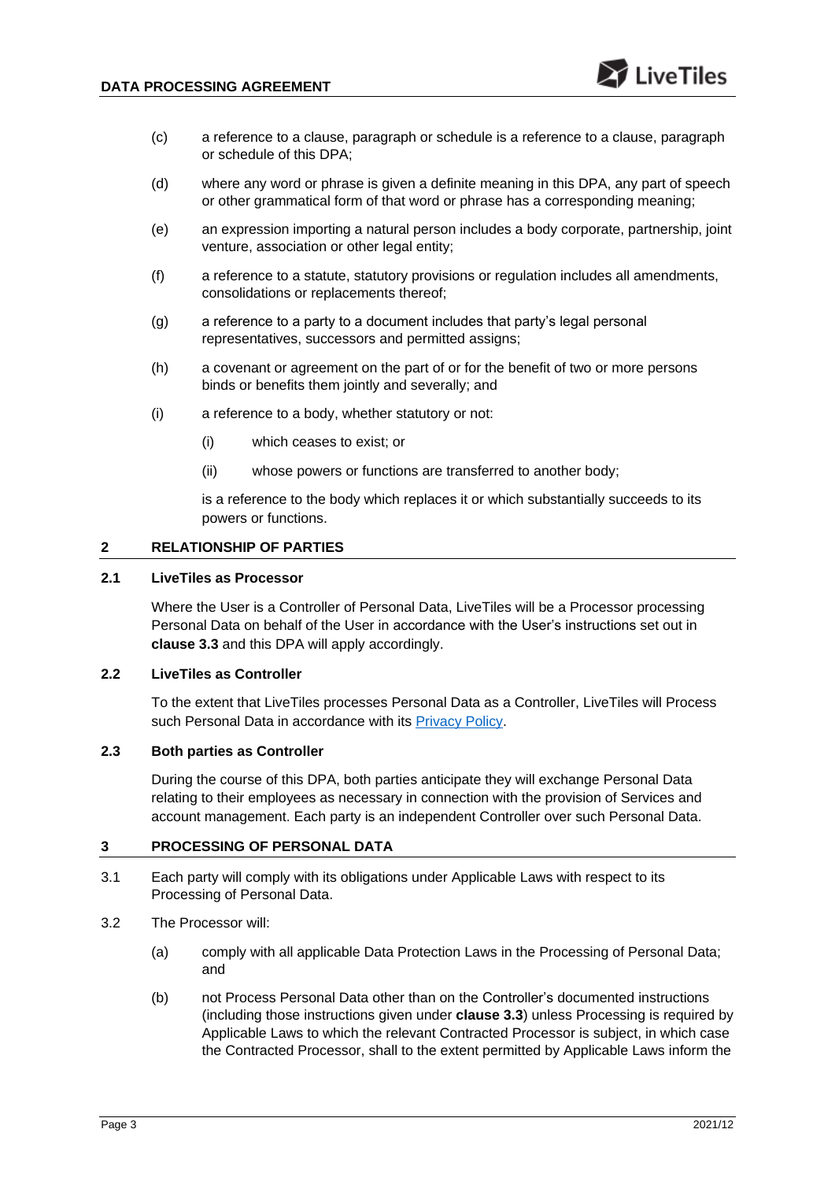(c) a reference to a clause, paragraph or schedule is a reference to a clause, paragraph or schedule of this DPA;

(d) where any word or phrase is given a definite meaning in this DPA, any part of speech or other grammatical form of that word or phrase has a corresponding meaning;

(e) an expression importing a natural person includes a body corporate, partnership, joint venture, association or other legal entity;

(f) a reference to a statute, statutory provisions or regulation includes all amendments, consolidations or replacements thereof;

(g) a reference to a party to a document includes that party's legal personal representatives, successors and permitted assigns;

(h) a covenant or agreement on the part of or for the benefit of two or more persons binds or benefits them jointly and severally; and

(i) a reference to a body, whether statutory or not:

  (i) which ceases to exist; or

  (ii) whose powers or functions are transferred to another body;

  is a reference to the body which replaces it or which substantially succeeds to its powers or functions.

## 2 RELATIONSHIP OF PARTIES

### 2.1 LiveTiles as Processor

Where the User is a Controller of Personal Data, LiveTiles will be a Processor processing Personal Data on behalf of the User in accordance with the User's instructions set out in **clause 3.3** and this DPA will apply accordingly.

### 2.2 LiveTiles as Controller

To the extent that LiveTiles processes Personal Data as a Controller, LiveTiles will Process such Personal Data in accordance with its Privacy Policy.

### 2.3 Both parties as Controller

During the course of this DPA, both parties anticipate they will exchange Personal Data relating to their employees as necessary in connection with the provision of Services and account management. Each party is an independent Controller over such Personal Data.

## 3 PROCESSING OF PERSONAL DATA

3.1 Each party will comply with its obligations under Applicable Laws with respect to its Processing of Personal Data.

3.2 The Processor will:

(a) comply with all applicable Data Protection Laws in the Processing of Personal Data; and

(b) not Process Personal Data other than on the Controller's documented instructions (including those instructions given under **clause 3.3**) unless Processing is required by Applicable Laws to which the relevant Contracted Processor is subject, in which case the Contracted Processor, shall to the extent permitted by Applicable Laws inform the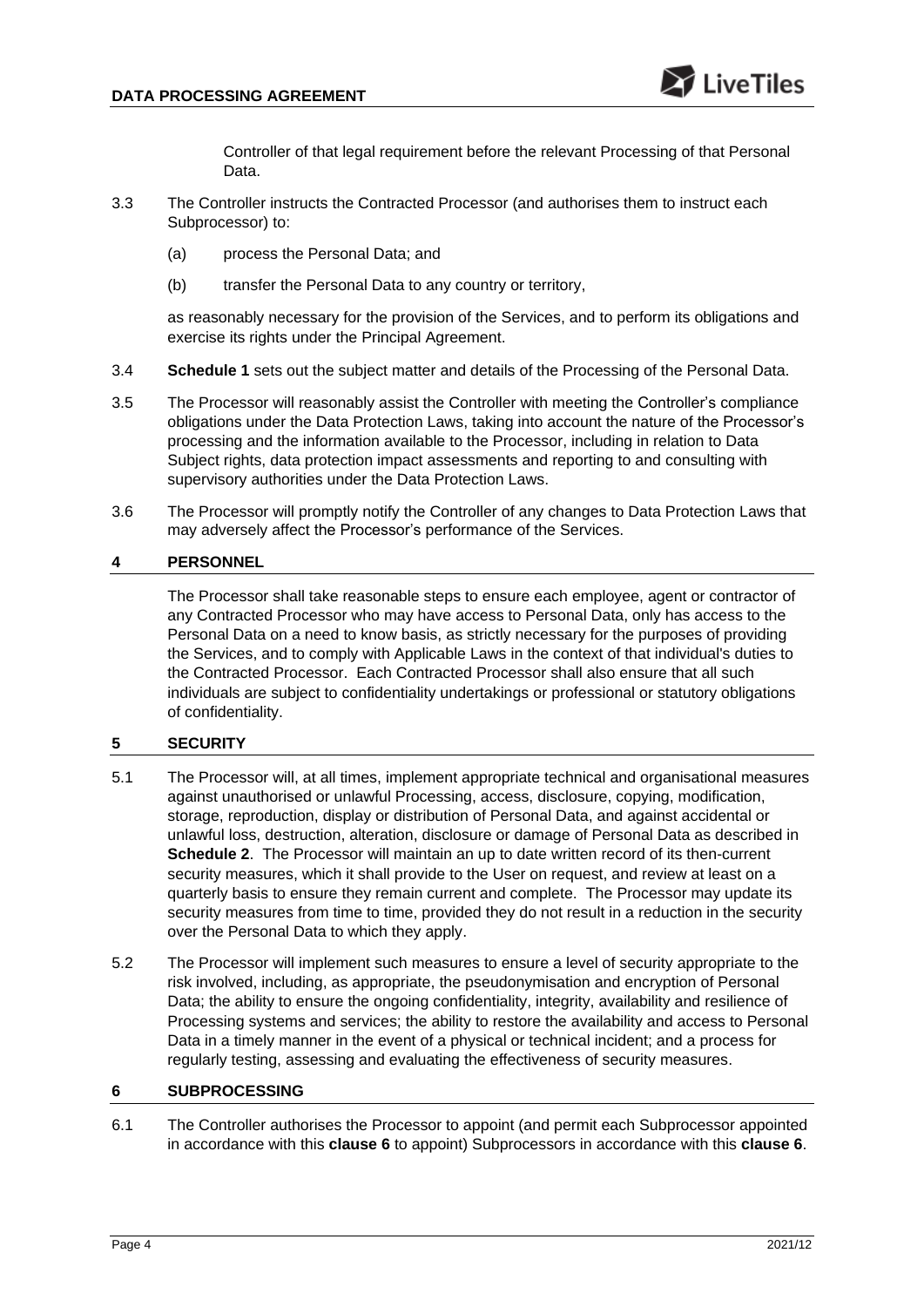Controller of that legal requirement before the relevant Processing of that Personal Data.

3.3 The Controller instructs the Contracted Processor (and authorises them to instruct each Subprocessor) to:

(a) process the Personal Data; and

(b) transfer the Personal Data to any country or territory,

as reasonably necessary for the provision of the Services, and to perform its obligations and exercise its rights under the Principal Agreement.

3.4 **Schedule 1** sets out the subject matter and details of the Processing of the Personal Data.

3.5 The Processor will reasonably assist the Controller with meeting the Controller's compliance obligations under the Data Protection Laws, taking into account the nature of the Processor's processing and the information available to the Processor, including in relation to Data Subject rights, data protection impact assessments and reporting to and consulting with supervisory authorities under the Data Protection Laws.

3.6 The Processor will promptly notify the Controller of any changes to Data Protection Laws that may adversely affect the Processor's performance of the Services.

## 4 PERSONNEL

The Processor shall take reasonable steps to ensure each employee, agent or contractor of any Contracted Processor who may have access to Personal Data, only has access to the Personal Data on a need to know basis, as strictly necessary for the purposes of providing the Services, and to comply with Applicable Laws in the context of that individual's duties to the Contracted Processor. Each Contracted Processor shall also ensure that all such individuals are subject to confidentiality undertakings or professional or statutory obligations of confidentiality.

## 5 SECURITY

5.1 The Processor will, at all times, implement appropriate technical and organisational measures against unauthorised or unlawful Processing, access, disclosure, copying, modification, storage, reproduction, display or distribution of Personal Data, and against accidental or unlawful loss, destruction, alteration, disclosure or damage of Personal Data as described in **Schedule 2**. The Processor will maintain an up to date written record of its then-current security measures, which it shall provide to the User on request, and review at least on a quarterly basis to ensure they remain current and complete. The Processor may update its security measures from time to time, provided they do not result in a reduction in the security over the Personal Data to which they apply.

5.2 The Processor will implement such measures to ensure a level of security appropriate to the risk involved, including, as appropriate, the pseudonymisation and encryption of Personal Data; the ability to ensure the ongoing confidentiality, integrity, availability and resilience of Processing systems and services; the ability to restore the availability and access to Personal Data in a timely manner in the event of a physical or technical incident; and a process for regularly testing, assessing and evaluating the effectiveness of security measures.

## 6 SUBPROCESSING

6.1 The Controller authorises the Processor to appoint (and permit each Subprocessor appointed in accordance with this **clause 6** to appoint) Subprocessors in accordance with this **clause 6**.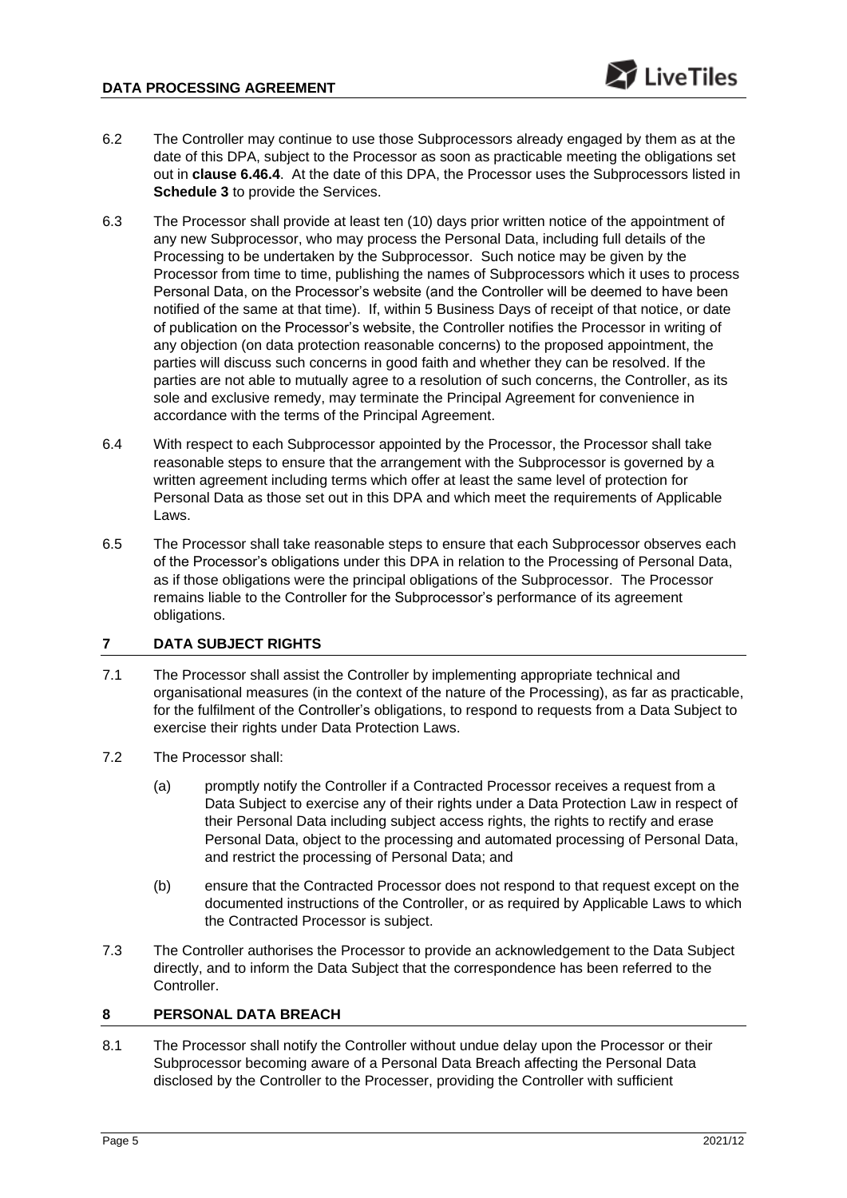6.2 The Controller may continue to use those Subprocessors already engaged by them as at the date of this DPA, subject to the Processor as soon as practicable meeting the obligations set out in **clause 6.46.4**. At the date of this DPA, the Processor uses the Subprocessors listed in **Schedule 3** to provide the Services.

6.3 The Processor shall provide at least ten (10) days prior written notice of the appointment of any new Subprocessor, who may process the Personal Data, including full details of the Processing to be undertaken by the Subprocessor. Such notice may be given by the Processor from time to time, publishing the names of Subprocessors which it uses to process Personal Data, on the Processor's website (and the Controller will be deemed to have been notified of the same at that time). If, within 5 Business Days of receipt of that notice, or date of publication on the Processor's website, the Controller notifies the Processor in writing of any objection (on data protection reasonable concerns) to the proposed appointment, the parties will discuss such concerns in good faith and whether they can be resolved. If the parties are not able to mutually agree to a resolution of such concerns, the Controller, as its sole and exclusive remedy, may terminate the Principal Agreement for convenience in accordance with the terms of the Principal Agreement.

6.4 With respect to each Subprocessor appointed by the Processor, the Processor shall take reasonable steps to ensure that the arrangement with the Subprocessor is governed by a written agreement including terms which offer at least the same level of protection for Personal Data as those set out in this DPA and which meet the requirements of Applicable Laws.

6.5 The Processor shall take reasonable steps to ensure that each Subprocessor observes each of the Processor's obligations under this DPA in relation to the Processing of Personal Data, as if those obligations were the principal obligations of the Subprocessor. The Processor remains liable to the Controller for the Subprocessor's performance of its agreement obligations.

## 7 DATA SUBJECT RIGHTS

7.1 The Processor shall assist the Controller by implementing appropriate technical and organisational measures (in the context of the nature of the Processing), as far as practicable, for the fulfilment of the Controller's obligations, to respond to requests from a Data Subject to exercise their rights under Data Protection Laws.

7.2 The Processor shall:

(a) promptly notify the Controller if a Contracted Processor receives a request from a Data Subject to exercise any of their rights under a Data Protection Law in respect of their Personal Data including subject access rights, the rights to rectify and erase Personal Data, object to the processing and automated processing of Personal Data, and restrict the processing of Personal Data; and

(b) ensure that the Contracted Processor does not respond to that request except on the documented instructions of the Controller, or as required by Applicable Laws to which the Contracted Processor is subject.

7.3 The Controller authorises the Processor to provide an acknowledgement to the Data Subject directly, and to inform the Data Subject that the correspondence has been referred to the Controller.

## 8 PERSONAL DATA BREACH

8.1 The Processor shall notify the Controller without undue delay upon the Processor or their Subprocessor becoming aware of a Personal Data Breach affecting the Personal Data disclosed by the Controller to the Processer, providing the Controller with sufficient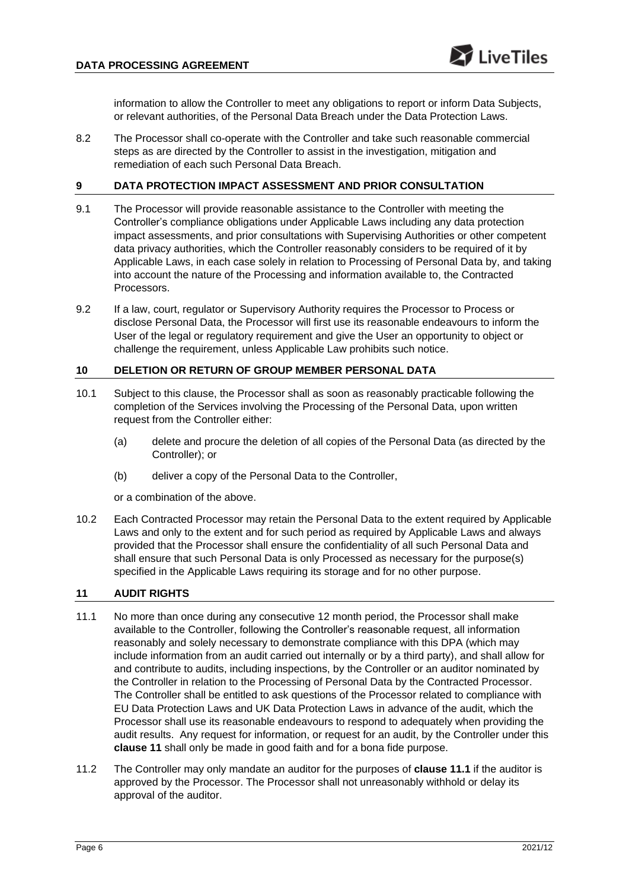information to allow the Controller to meet any obligations to report or inform Data Subjects, or relevant authorities, of the Personal Data Breach under the Data Protection Laws.

8.2 The Processor shall co-operate with the Controller and take such reasonable commercial steps as are directed by the Controller to assist in the investigation, mitigation and remediation of each such Personal Data Breach.

## 9 DATA PROTECTION IMPACT ASSESSMENT AND PRIOR CONSULTATION

9.1 The Processor will provide reasonable assistance to the Controller with meeting the Controller's compliance obligations under Applicable Laws including any data protection impact assessments, and prior consultations with Supervising Authorities or other competent data privacy authorities, which the Controller reasonably considers to be required of it by Applicable Laws, in each case solely in relation to Processing of Personal Data by, and taking into account the nature of the Processing and information available to, the Contracted Processors.

9.2 If a law, court, regulator or Supervisory Authority requires the Processor to Process or disclose Personal Data, the Processor will first use its reasonable endeavours to inform the User of the legal or regulatory requirement and give the User an opportunity to object or challenge the requirement, unless Applicable Law prohibits such notice.

## 10 DELETION OR RETURN OF GROUP MEMBER PERSONAL DATA

10.1 Subject to this clause, the Processor shall as soon as reasonably practicable following the completion of the Services involving the Processing of the Personal Data, upon written request from the Controller either:

(a) delete and procure the deletion of all copies of the Personal Data (as directed by the Controller); or

(b) deliver a copy of the Personal Data to the Controller,

or a combination of the above.

10.2 Each Contracted Processor may retain the Personal Data to the extent required by Applicable Laws and only to the extent and for such period as required by Applicable Laws and always provided that the Processor shall ensure the confidentiality of all such Personal Data and shall ensure that such Personal Data is only Processed as necessary for the purpose(s) specified in the Applicable Laws requiring its storage and for no other purpose.

## 11 AUDIT RIGHTS

11.1 No more than once during any consecutive 12 month period, the Processor shall make available to the Controller, following the Controller's reasonable request, all information reasonably and solely necessary to demonstrate compliance with this DPA (which may include information from an audit carried out internally or by a third party), and shall allow for and contribute to audits, including inspections, by the Controller or an auditor nominated by the Controller in relation to the Processing of Personal Data by the Contracted Processor. The Controller shall be entitled to ask questions of the Processor related to compliance with EU Data Protection Laws and UK Data Protection Laws in advance of the audit, which the Processor shall use its reasonable endeavours to respond to adequately when providing the audit results. Any request for information, or request for an audit, by the Controller under this **clause 11** shall only be made in good faith and for a bona fide purpose.

11.2 The Controller may only mandate an auditor for the purposes of **clause 11.1** if the auditor is approved by the Processor. The Processor shall not unreasonably withhold or delay its approval of the auditor.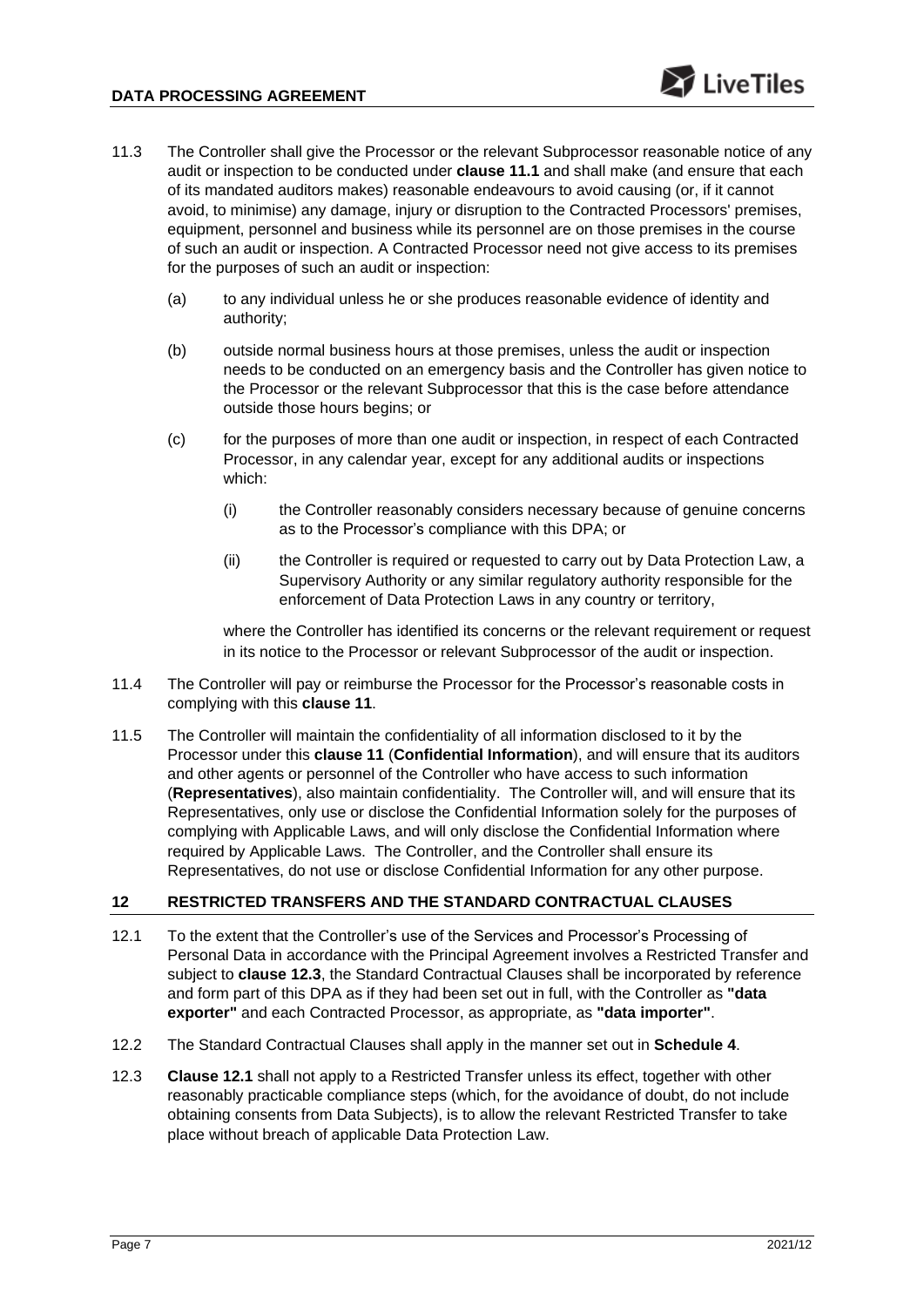11.3 The Controller shall give the Processor or the relevant Subprocessor reasonable notice of any audit or inspection to be conducted under **clause 11.1** and shall make (and ensure that each of its mandated auditors makes) reasonable endeavours to avoid causing (or, if it cannot avoid, to minimise) any damage, injury or disruption to the Contracted Processors' premises, equipment, personnel and business while its personnel are on those premises in the course of such an audit or inspection. A Contracted Processor need not give access to its premises for the purposes of such an audit or inspection:

(a) to any individual unless he or she produces reasonable evidence of identity and authority;

(b) outside normal business hours at those premises, unless the audit or inspection needs to be conducted on an emergency basis and the Controller has given notice to the Processor or the relevant Subprocessor that this is the case before attendance outside those hours begins; or

(c) for the purposes of more than one audit or inspection, in respect of each Contracted Processor, in any calendar year, except for any additional audits or inspections which:

(i) the Controller reasonably considers necessary because of genuine concerns as to the Processor's compliance with this DPA; or

(ii) the Controller is required or requested to carry out by Data Protection Law, a Supervisory Authority or any similar regulatory authority responsible for the enforcement of Data Protection Laws in any country or territory,

where the Controller has identified its concerns or the relevant requirement or request in its notice to the Processor or relevant Subprocessor of the audit or inspection.

11.4 The Controller will pay or reimburse the Processor for the Processor's reasonable costs in complying with this **clause 11**.

11.5 The Controller will maintain the confidentiality of all information disclosed to it by the Processor under this **clause 11** (**Confidential Information**), and will ensure that its auditors and other agents or personnel of the Controller who have access to such information (**Representatives**), also maintain confidentiality. The Controller will, and will ensure that its Representatives, only use or disclose the Confidential Information solely for the purposes of complying with Applicable Laws, and will only disclose the Confidential Information where required by Applicable Laws. The Controller, and the Controller shall ensure its Representatives, do not use or disclose Confidential Information for any other purpose.

## 12 RESTRICTED TRANSFERS AND THE STANDARD CONTRACTUAL CLAUSES

12.1 To the extent that the Controller's use of the Services and Processor's Processing of Personal Data in accordance with the Principal Agreement involves a Restricted Transfer and subject to **clause 12.3**, the Standard Contractual Clauses shall be incorporated by reference and form part of this DPA as if they had been set out in full, with the Controller as **"data exporter"** and each Contracted Processor, as appropriate, as **"data importer"**.

12.2 The Standard Contractual Clauses shall apply in the manner set out in **Schedule 4**.

12.3 **Clause 12.1** shall not apply to a Restricted Transfer unless its effect, together with other reasonably practicable compliance steps (which, for the avoidance of doubt, do not include obtaining consents from Data Subjects), is to allow the relevant Restricted Transfer to take place without breach of applicable Data Protection Law.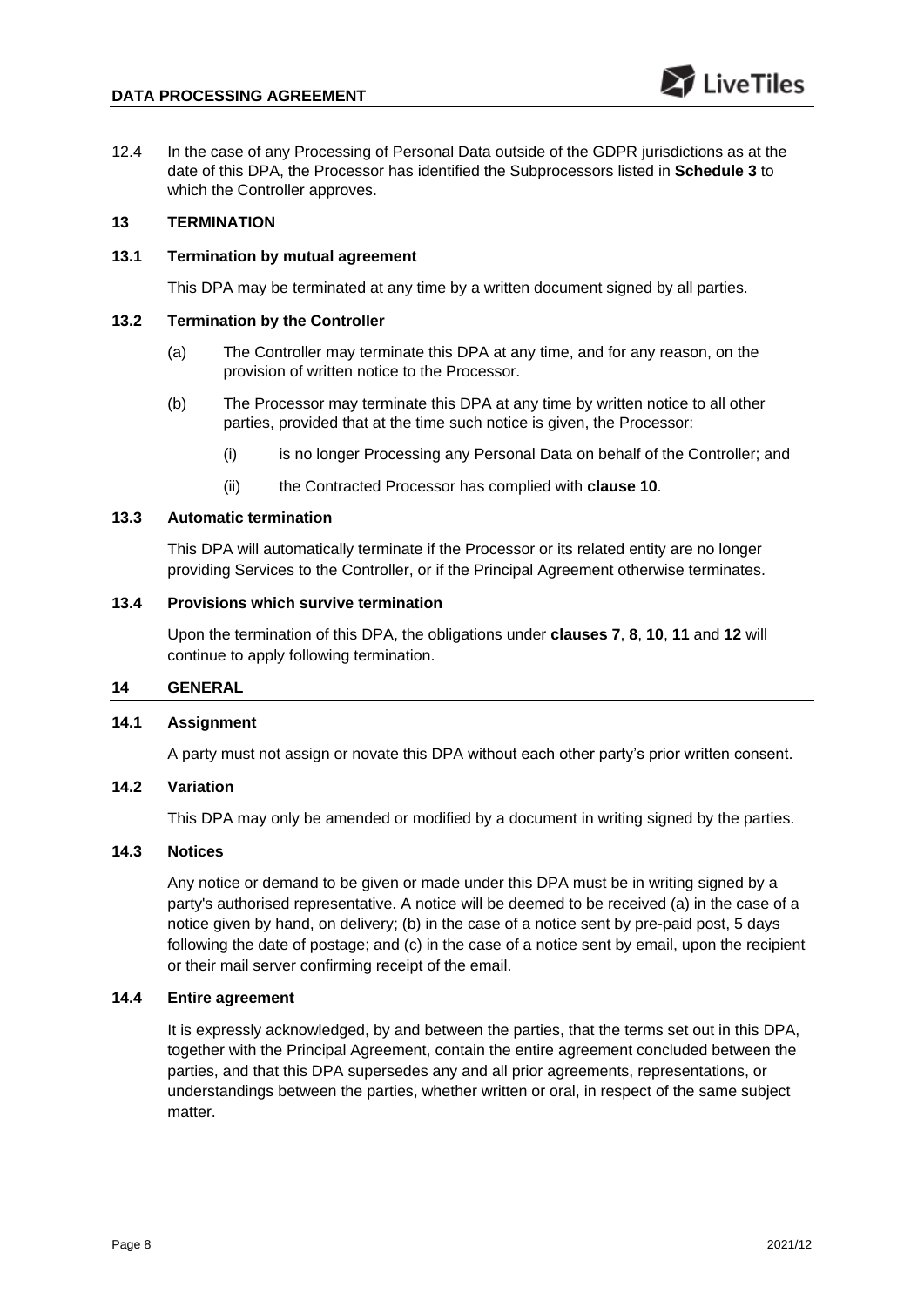12.4 In the case of any Processing of Personal Data outside of the GDPR jurisdictions as at the date of this DPA, the Processor has identified the Subprocessors listed in **Schedule 3** to which the Controller approves.

## 13 TERMINATION

### 13.1 Termination by mutual agreement

This DPA may be terminated at any time by a written document signed by all parties.

### 13.2 Termination by the Controller

(a) The Controller may terminate this DPA at any time, and for any reason, on the provision of written notice to the Processor.

(b) The Processor may terminate this DPA at any time by written notice to all other parties, provided that at the time such notice is given, the Processor:

(i) is no longer Processing any Personal Data on behalf of the Controller; and

(ii) the Contracted Processor has complied with **clause 10**.

### 13.3 Automatic termination

This DPA will automatically terminate if the Processor or its related entity are no longer providing Services to the Controller, or if the Principal Agreement otherwise terminates.

### 13.4 Provisions which survive termination

Upon the termination of this DPA, the obligations under **clauses 7**, **8**, **10**, **11** and **12** will continue to apply following termination.

## 14 GENERAL

### 14.1 Assignment

A party must not assign or novate this DPA without each other party's prior written consent.

### 14.2 Variation

This DPA may only be amended or modified by a document in writing signed by the parties.

### 14.3 Notices

Any notice or demand to be given or made under this DPA must be in writing signed by a party's authorised representative. A notice will be deemed to be received (a) in the case of a notice given by hand, on delivery; (b) in the case of a notice sent by pre-paid post, 5 days following the date of postage; and (c) in the case of a notice sent by email, upon the recipient or their mail server confirming receipt of the email.

### 14.4 Entire agreement

It is expressly acknowledged, by and between the parties, that the terms set out in this DPA, together with the Principal Agreement, contain the entire agreement concluded between the parties, and that this DPA supersedes any and all prior agreements, representations, or understandings between the parties, whether written or oral, in respect of the same subject matter.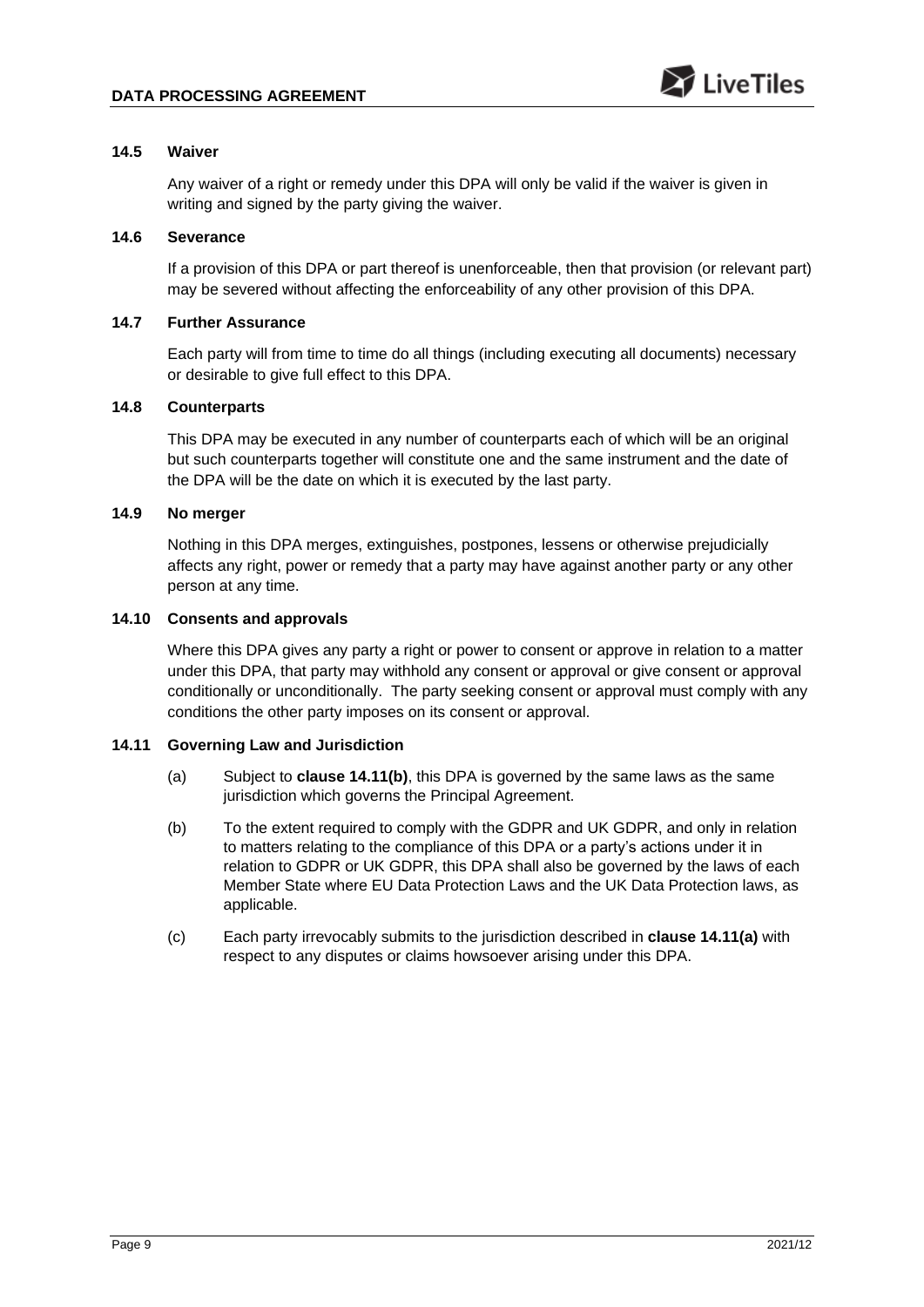### 14.5 Waiver

Any waiver of a right or remedy under this DPA will only be valid if the waiver is given in writing and signed by the party giving the waiver.

### 14.6 Severance

If a provision of this DPA or part thereof is unenforceable, then that provision (or relevant part) may be severed without affecting the enforceability of any other provision of this DPA.

### 14.7 Further Assurance

Each party will from time to time do all things (including executing all documents) necessary or desirable to give full effect to this DPA.

### 14.8 Counterparts

This DPA may be executed in any number of counterparts each of which will be an original but such counterparts together will constitute one and the same instrument and the date of the DPA will be the date on which it is executed by the last party.

### 14.9 No merger

Nothing in this DPA merges, extinguishes, postpones, lessens or otherwise prejudicially affects any right, power or remedy that a party may have against another party or any other person at any time.

### 14.10 Consents and approvals

Where this DPA gives any party a right or power to consent or approve in relation to a matter under this DPA, that party may withhold any consent or approval or give consent or approval conditionally or unconditionally. The party seeking consent or approval must comply with any conditions the other party imposes on its consent or approval.

### 14.11 Governing Law and Jurisdiction

(a) Subject to **clause 14.11(b)**, this DPA is governed by the same laws as the same jurisdiction which governs the Principal Agreement.

(b) To the extent required to comply with the GDPR and UK GDPR, and only in relation to matters relating to the compliance of this DPA or a party's actions under it in relation to GDPR or UK GDPR, this DPA shall also be governed by the laws of each Member State where EU Data Protection Laws and the UK Data Protection laws, as applicable.

(c) Each party irrevocably submits to the jurisdiction described in **clause 14.11(a)** with respect to any disputes or claims howsoever arising under this DPA.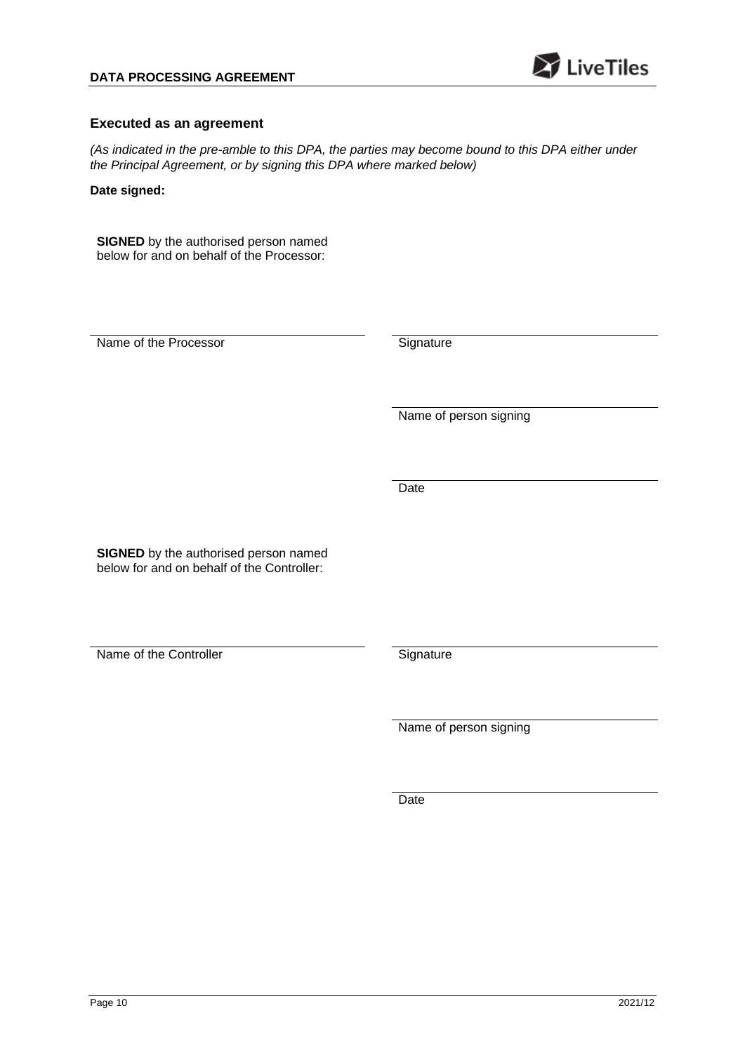### Executed as an agreement

*(As indicated in the pre-amble to this DPA, the parties may become bound to this DPA either under the Principal Agreement, or by signing this DPA where marked below)*

**Date signed:**

**SIGNED** by the authorised person named below for and on behalf of the Processor:

| | |
|---|---|
| Name of the Processor | Signature |
| | Name of person signing |
| | Date |

**SIGNED** by the authorised person named below for and on behalf of the Controller:

| | |
|---|---|
| Name of the Controller | Signature |
| | Name of person signing |
| | Date |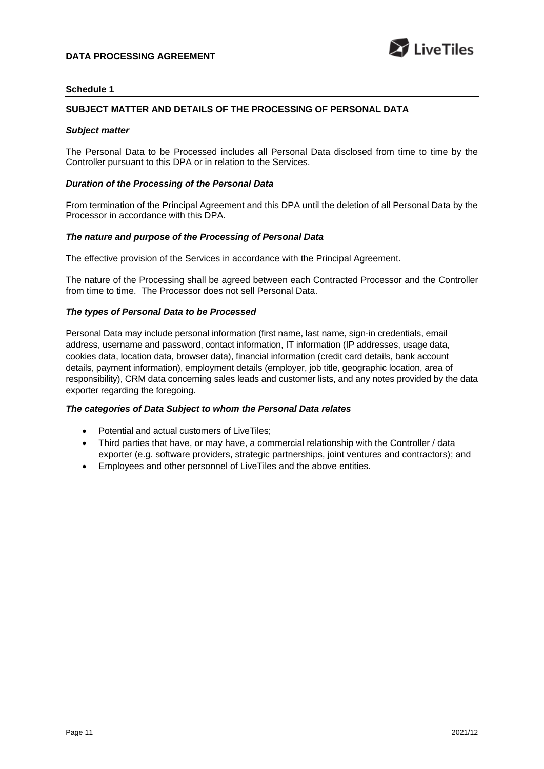## Schedule 1

### SUBJECT MATTER AND DETAILS OF THE PROCESSING OF PERSONAL DATA

***Subject matter***

The Personal Data to be Processed includes all Personal Data disclosed from time to time by the Controller pursuant to this DPA or in relation to the Services.

***Duration of the Processing of the Personal Data***

From termination of the Principal Agreement and this DPA until the deletion of all Personal Data by the Processor in accordance with this DPA.

***The nature and purpose of the Processing of Personal Data***

The effective provision of the Services in accordance with the Principal Agreement.

The nature of the Processing shall be agreed between each Contracted Processor and the Controller from time to time. The Processor does not sell Personal Data.

***The types of Personal Data to be Processed***

Personal Data may include personal information (first name, last name, sign-in credentials, email address, username and password, contact information, IT information (IP addresses, usage data, cookies data, location data, browser data), financial information (credit card details, bank account details, payment information), employment details (employer, job title, geographic location, area of responsibility), CRM data concerning sales leads and customer lists, and any notes provided by the data exporter regarding the foregoing.

***The categories of Data Subject to whom the Personal Data relates***

- Potential and actual customers of LiveTiles;
- Third parties that have, or may have, a commercial relationship with the Controller / data exporter (e.g. software providers, strategic partnerships, joint ventures and contractors); and
- Employees and other personnel of LiveTiles and the above entities.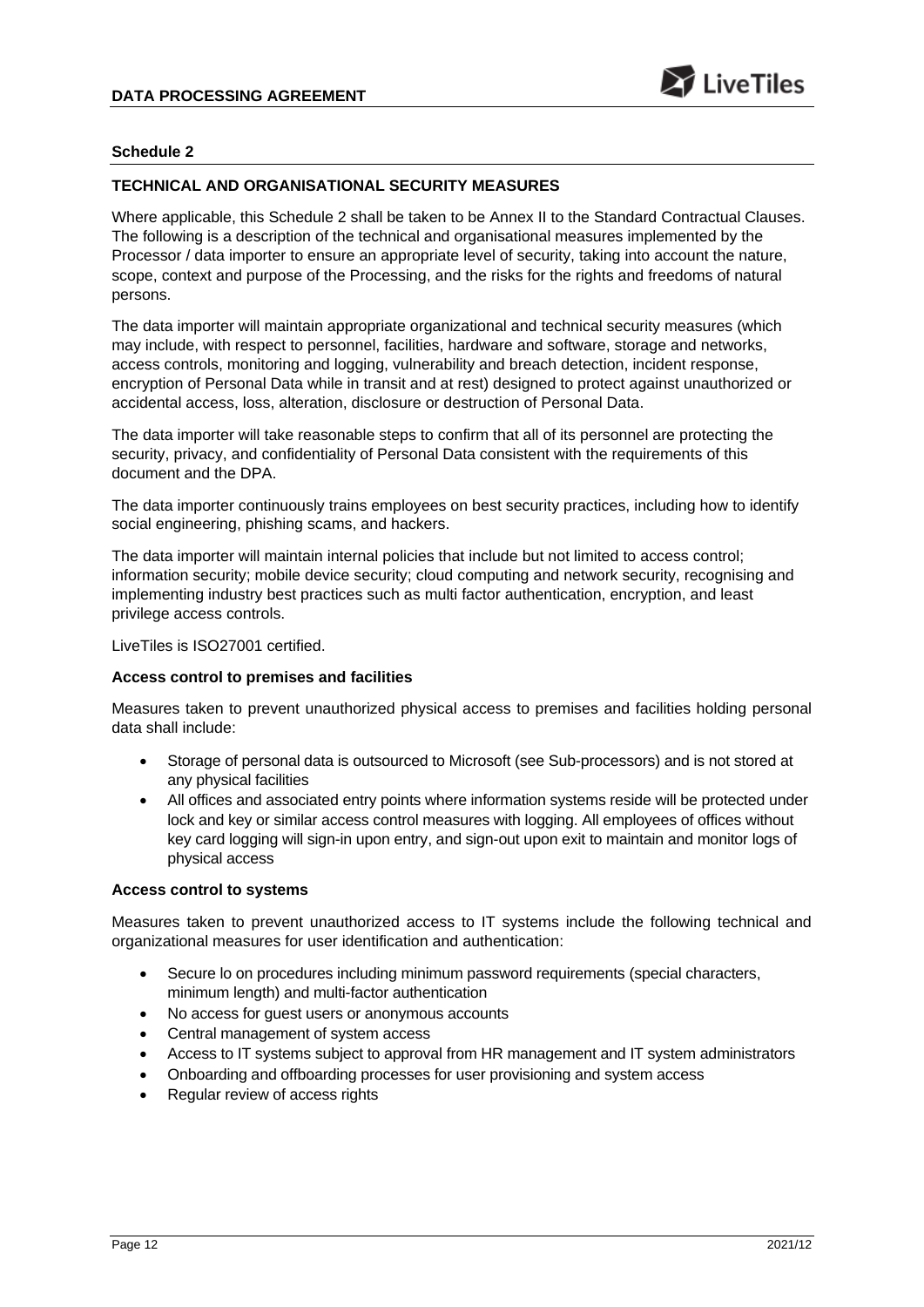## Schedule 2

### TECHNICAL AND ORGANISATIONAL SECURITY MEASURES

Where applicable, this Schedule 2 shall be taken to be Annex II to the Standard Contractual Clauses. The following is a description of the technical and organisational measures implemented by the Processor / data importer to ensure an appropriate level of security, taking into account the nature, scope, context and purpose of the Processing, and the risks for the rights and freedoms of natural persons.

The data importer will maintain appropriate organizational and technical security measures (which may include, with respect to personnel, facilities, hardware and software, storage and networks, access controls, monitoring and logging, vulnerability and breach detection, incident response, encryption of Personal Data while in transit and at rest) designed to protect against unauthorized or accidental access, loss, alteration, disclosure or destruction of Personal Data.

The data importer will take reasonable steps to confirm that all of its personnel are protecting the security, privacy, and confidentiality of Personal Data consistent with the requirements of this document and the DPA.

The data importer continuously trains employees on best security practices, including how to identify social engineering, phishing scams, and hackers.

The data importer will maintain internal policies that include but not limited to access control; information security; mobile device security; cloud computing and network security, recognising and implementing industry best practices such as multi factor authentication, encryption, and least privilege access controls.

LiveTiles is ISO27001 certified.

**Access control to premises and facilities**

Measures taken to prevent unauthorized physical access to premises and facilities holding personal data shall include:

- Storage of personal data is outsourced to Microsoft (see Sub-processors) and is not stored at any physical facilities
- All offices and associated entry points where information systems reside will be protected under lock and key or similar access control measures with logging. All employees of offices without key card logging will sign-in upon entry, and sign-out upon exit to maintain and monitor logs of physical access

**Access control to systems**

Measures taken to prevent unauthorized access to IT systems include the following technical and organizational measures for user identification and authentication:

- Secure lo on procedures including minimum password requirements (special characters, minimum length) and multi-factor authentication
- No access for guest users or anonymous accounts
- Central management of system access
- Access to IT systems subject to approval from HR management and IT system administrators
- Onboarding and offboarding processes for user provisioning and system access
- Regular review of access rights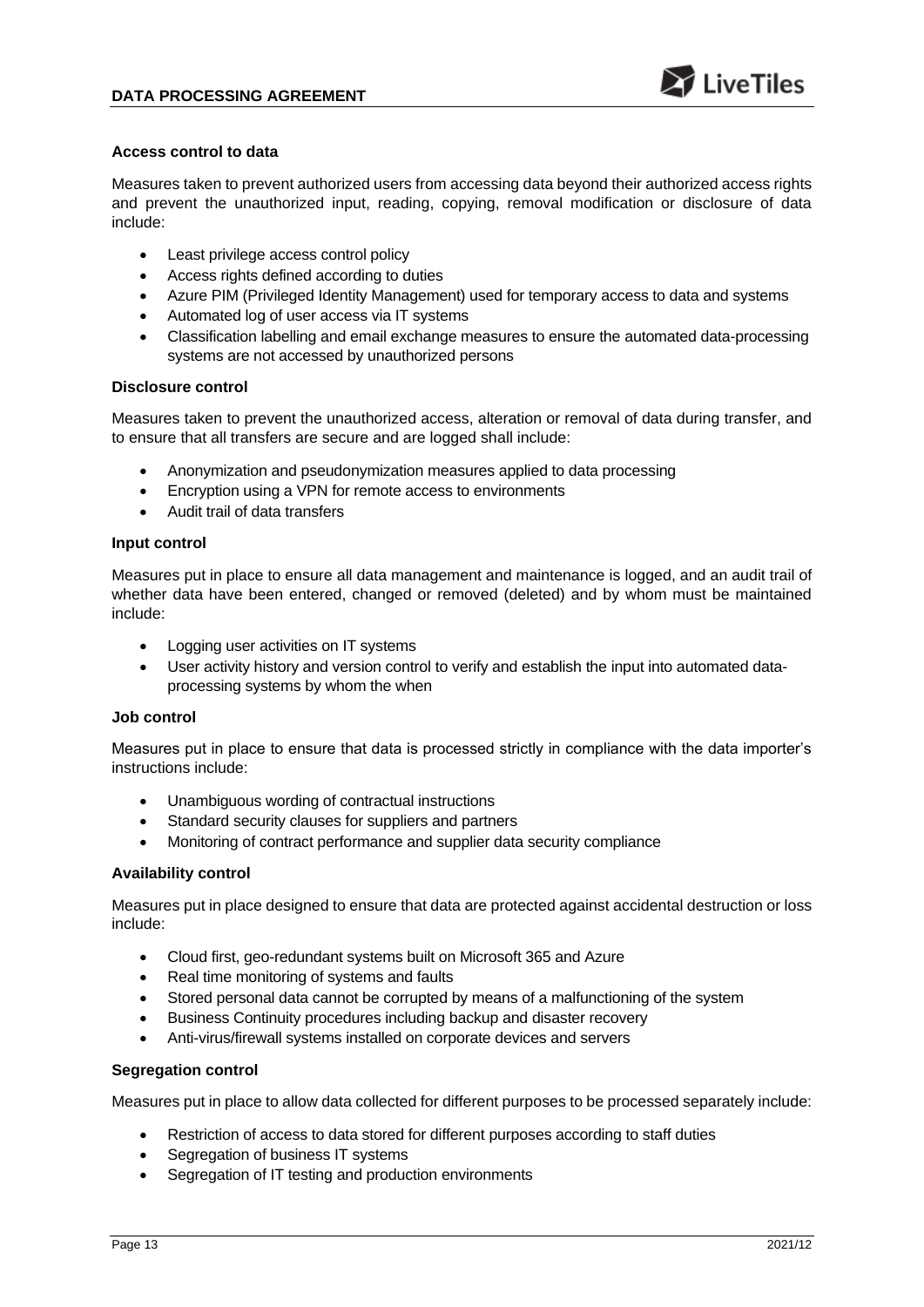**Access control to data**

Measures taken to prevent authorized users from accessing data beyond their authorized access rights and prevent the unauthorized input, reading, copying, removal modification or disclosure of data include:

- Least privilege access control policy
- Access rights defined according to duties
- Azure PIM (Privileged Identity Management) used for temporary access to data and systems
- Automated log of user access via IT systems
- Classification labelling and email exchange measures to ensure the automated data-processing systems are not accessed by unauthorized persons

**Disclosure control**

Measures taken to prevent the unauthorized access, alteration or removal of data during transfer, and to ensure that all transfers are secure and are logged shall include:

- Anonymization and pseudonymization measures applied to data processing
- Encryption using a VPN for remote access to environments
- Audit trail of data transfers

**Input control**

Measures put in place to ensure all data management and maintenance is logged, and an audit trail of whether data have been entered, changed or removed (deleted) and by whom must be maintained include:

- Logging user activities on IT systems
- User activity history and version control to verify and establish the input into automated data-processing systems by whom the when

**Job control**

Measures put in place to ensure that data is processed strictly in compliance with the data importer's instructions include:

- Unambiguous wording of contractual instructions
- Standard security clauses for suppliers and partners
- Monitoring of contract performance and supplier data security compliance

**Availability control**

Measures put in place designed to ensure that data are protected against accidental destruction or loss include:

- Cloud first, geo-redundant systems built on Microsoft 365 and Azure
- Real time monitoring of systems and faults
- Stored personal data cannot be corrupted by means of a malfunctioning of the system
- Business Continuity procedures including backup and disaster recovery
- Anti-virus/firewall systems installed on corporate devices and servers

**Segregation control**

Measures put in place to allow data collected for different purposes to be processed separately include:

- Restriction of access to data stored for different purposes according to staff duties
- Segregation of business IT systems
- Segregation of IT testing and production environments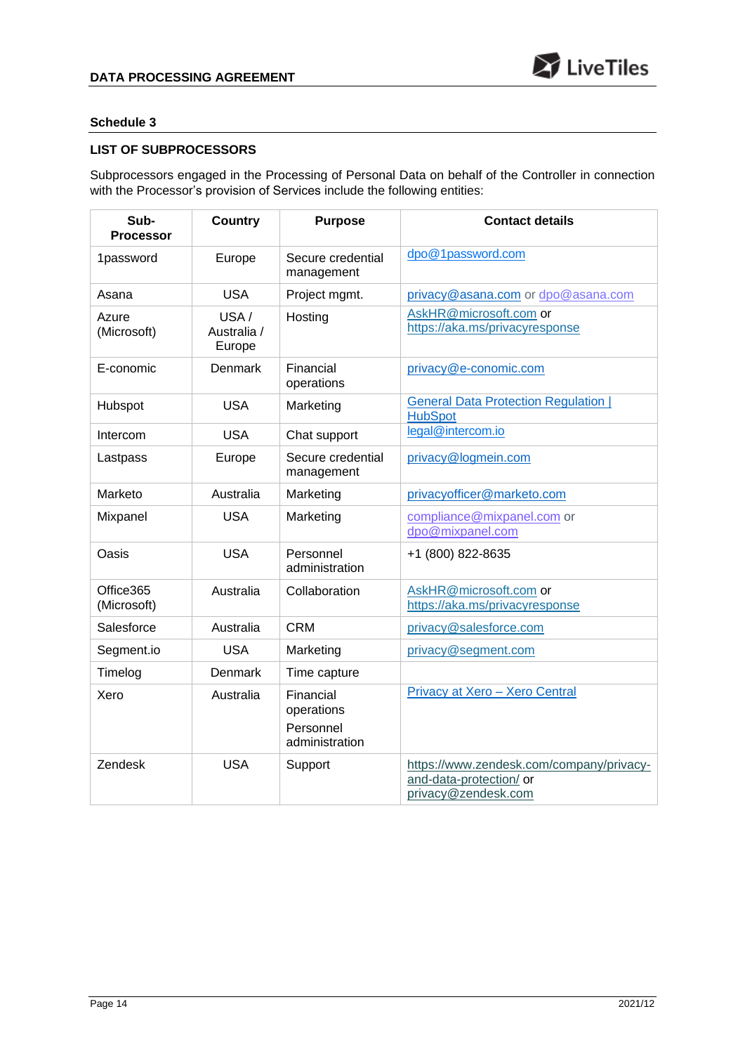## Schedule 3

### LIST OF SUBPROCESSORS

Subprocessors engaged in the Processing of Personal Data on behalf of the Controller in connection with the Processor's provision of Services include the following entities:

| Sub-Processor | Country | Purpose | Contact details |
|---|---|---|---|
| 1password | Europe | Secure credential management | dpo@1password.com |
| Asana | USA | Project mgmt. | privacy@asana.com or dpo@asana.com |
| Azure (Microsoft) | USA / Australia / Europe | Hosting | AskHR@microsoft.com or https://aka.ms/privacyresponse |
| E-conomic | Denmark | Financial operations | privacy@e-conomic.com |
| Hubspot | USA | Marketing | General Data Protection Regulation \| HubSpot |
| Intercom | USA | Chat support | legal@intercom.io |
| Lastpass | Europe | Secure credential management | privacy@logmein.com |
| Marketo | Australia | Marketing | privacyofficer@marketo.com |
| Mixpanel | USA | Marketing | compliance@mixpanel.com or dpo@mixpanel.com |
| Oasis | USA | Personnel administration | +1 (800) 822-8635 |
| Office365 (Microsoft) | Australia | Collaboration | AskHR@microsoft.com or https://aka.ms/privacyresponse |
| Salesforce | Australia | CRM | privacy@salesforce.com |
| Segment.io | USA | Marketing | privacy@segment.com |
| Timelog | Denmark | Time capture | |
| Xero | Australia | Financial operations<br>Personnel administration | Privacy at Xero – Xero Central |
| Zendesk | USA | Support | https://www.zendesk.com/company/privacy-and-data-protection/ or privacy@zendesk.com |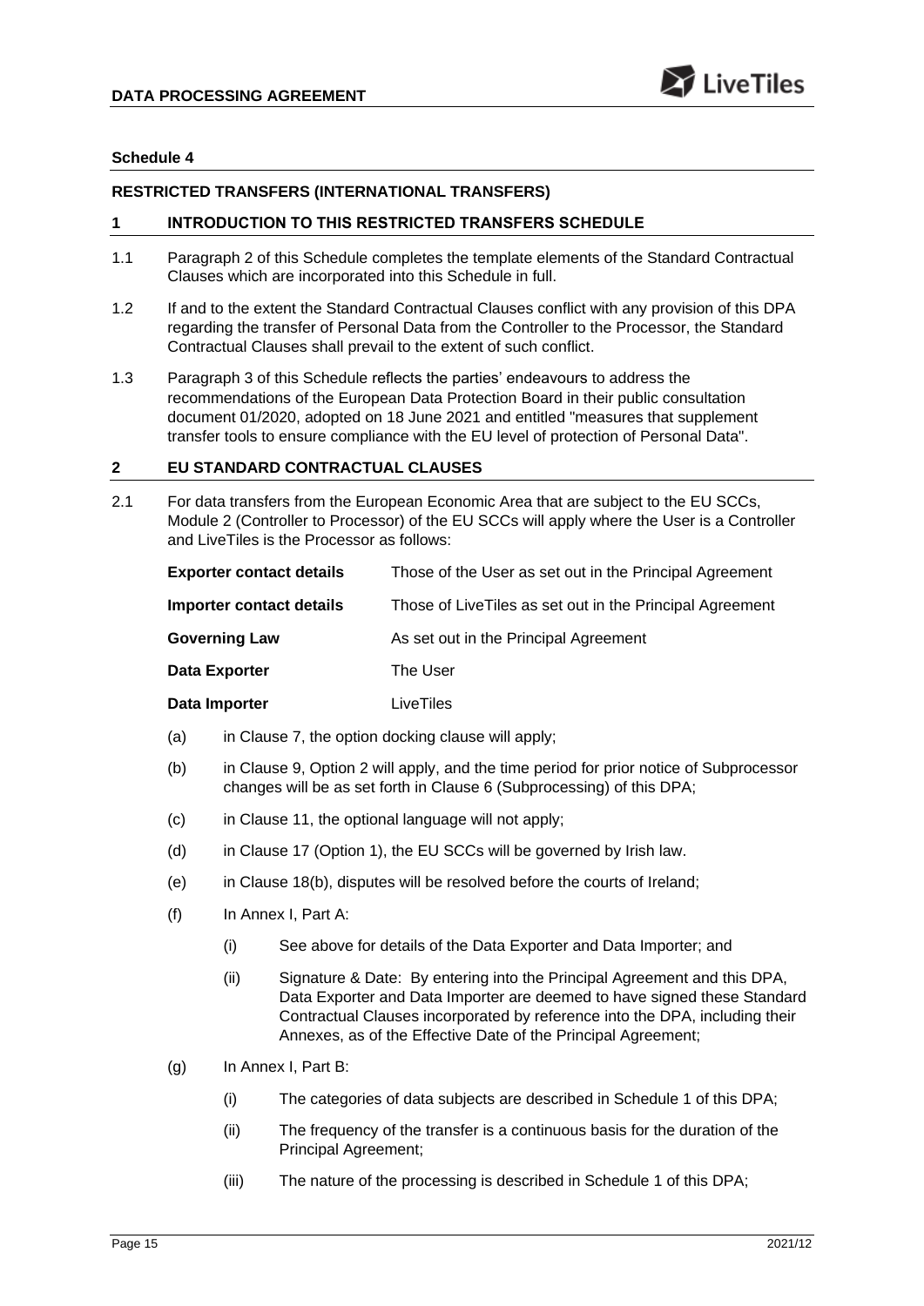## Schedule 4

### RESTRICTED TRANSFERS (INTERNATIONAL TRANSFERS)

### 1 INTRODUCTION TO THIS RESTRICTED TRANSFERS SCHEDULE

1.1 Paragraph 2 of this Schedule completes the template elements of the Standard Contractual Clauses which are incorporated into this Schedule in full.

1.2 If and to the extent the Standard Contractual Clauses conflict with any provision of this DPA regarding the transfer of Personal Data from the Controller to the Processor, the Standard Contractual Clauses shall prevail to the extent of such conflict.

1.3 Paragraph 3 of this Schedule reflects the parties' endeavours to address the recommendations of the European Data Protection Board in their public consultation document 01/2020, adopted on 18 June 2021 and entitled "measures that supplement transfer tools to ensure compliance with the EU level of protection of Personal Data".

### 2 EU STANDARD CONTRACTUAL CLAUSES

2.1 For data transfers from the European Economic Area that are subject to the EU SCCs, Module 2 (Controller to Processor) of the EU SCCs will apply where the User is a Controller and LiveTiles is the Processor as follows:

| | |
|---|---|
| **Exporter contact details** | Those of the User as set out in the Principal Agreement |
| **Importer contact details** | Those of LiveTiles as set out in the Principal Agreement |
| **Governing Law** | As set out in the Principal Agreement |
| **Data Exporter** | The User |
| **Data Importer** | LiveTiles |

(a) in Clause 7, the option docking clause will apply;

(b) in Clause 9, Option 2 will apply, and the time period for prior notice of Subprocessor changes will be as set forth in Clause 6 (Subprocessing) of this DPA;

(c) in Clause 11, the optional language will not apply;

(d) in Clause 17 (Option 1), the EU SCCs will be governed by Irish law.

(e) in Clause 18(b), disputes will be resolved before the courts of Ireland;

(f) In Annex I, Part A:

   (i) See above for details of the Data Exporter and Data Importer; and

   (ii) Signature & Date: By entering into the Principal Agreement and this DPA, Data Exporter and Data Importer are deemed to have signed these Standard Contractual Clauses incorporated by reference into the DPA, including their Annexes, as of the Effective Date of the Principal Agreement;

(g) In Annex I, Part B:

   (i) The categories of data subjects are described in Schedule 1 of this DPA;

   (ii) The frequency of the transfer is a continuous basis for the duration of the Principal Agreement;

   (iii) The nature of the processing is described in Schedule 1 of this DPA;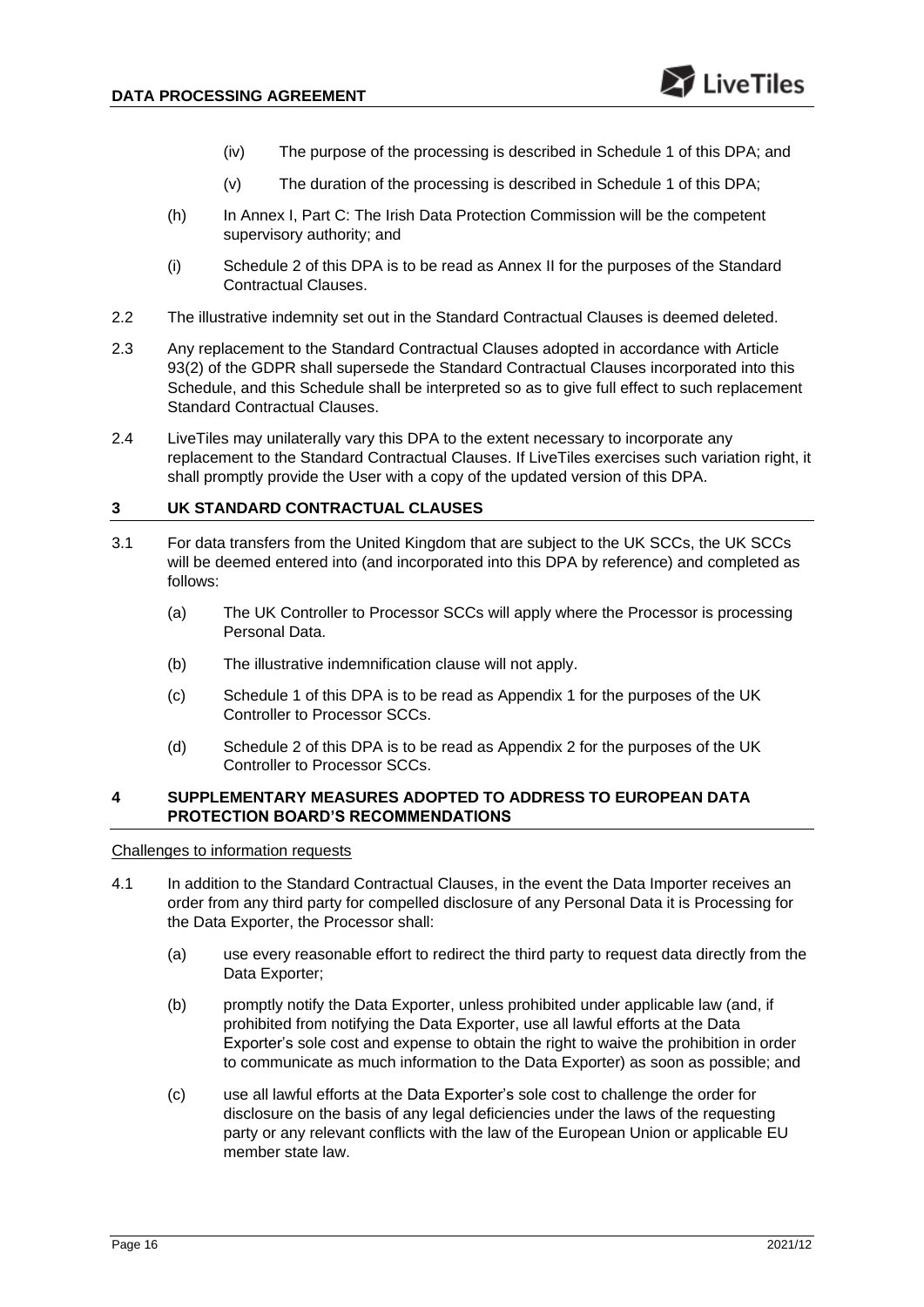(iv) The purpose of the processing is described in Schedule 1 of this DPA; and

(v) The duration of the processing is described in Schedule 1 of this DPA;

(h) In Annex I, Part C: The Irish Data Protection Commission will be the competent supervisory authority; and

(i) Schedule 2 of this DPA is to be read as Annex II for the purposes of the Standard Contractual Clauses.

2.2 The illustrative indemnity set out in the Standard Contractual Clauses is deemed deleted.

2.3 Any replacement to the Standard Contractual Clauses adopted in accordance with Article 93(2) of the GDPR shall supersede the Standard Contractual Clauses incorporated into this Schedule, and this Schedule shall be interpreted so as to give full effect to such replacement Standard Contractual Clauses.

2.4 LiveTiles may unilaterally vary this DPA to the extent necessary to incorporate any replacement to the Standard Contractual Clauses. If LiveTiles exercises such variation right, it shall promptly provide the User with a copy of the updated version of this DPA.

## 3 UK STANDARD CONTRACTUAL CLAUSES

3.1 For data transfers from the United Kingdom that are subject to the UK SCCs, the UK SCCs will be deemed entered into (and incorporated into this DPA by reference) and completed as follows:

(a) The UK Controller to Processor SCCs will apply where the Processor is processing Personal Data.

(b) The illustrative indemnification clause will not apply.

(c) Schedule 1 of this DPA is to be read as Appendix 1 for the purposes of the UK Controller to Processor SCCs.

(d) Schedule 2 of this DPA is to be read as Appendix 2 for the purposes of the UK Controller to Processor SCCs.

## 4 SUPPLEMENTARY MEASURES ADOPTED TO ADDRESS TO EUROPEAN DATA PROTECTION BOARD'S RECOMMENDATIONS

Challenges to information requests

4.1 In addition to the Standard Contractual Clauses, in the event the Data Importer receives an order from any third party for compelled disclosure of any Personal Data it is Processing for the Data Exporter, the Processor shall:

(a) use every reasonable effort to redirect the third party to request data directly from the Data Exporter;

(b) promptly notify the Data Exporter, unless prohibited under applicable law (and, if prohibited from notifying the Data Exporter, use all lawful efforts at the Data Exporter's sole cost and expense to obtain the right to waive the prohibition in order to communicate as much information to the Data Exporter) as soon as possible; and

(c) use all lawful efforts at the Data Exporter's sole cost to challenge the order for disclosure on the basis of any legal deficiencies under the laws of the requesting party or any relevant conflicts with the law of the European Union or applicable EU member state law.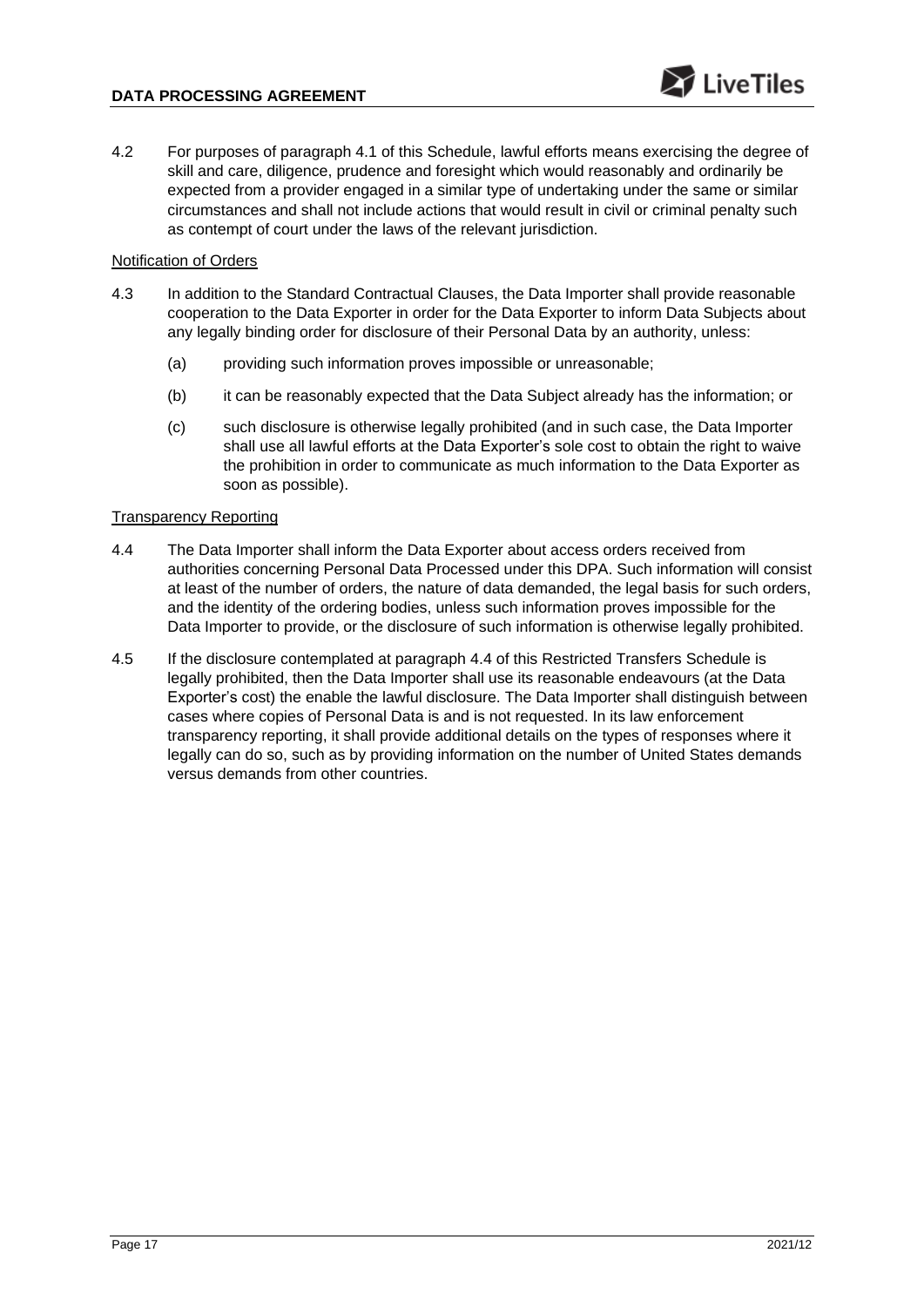4.2 For purposes of paragraph 4.1 of this Schedule, lawful efforts means exercising the degree of skill and care, diligence, prudence and foresight which would reasonably and ordinarily be expected from a provider engaged in a similar type of undertaking under the same or similar circumstances and shall not include actions that would result in civil or criminal penalty such as contempt of court under the laws of the relevant jurisdiction.

Notification of Orders

4.3 In addition to the Standard Contractual Clauses, the Data Importer shall provide reasonable cooperation to the Data Exporter in order for the Data Exporter to inform Data Subjects about any legally binding order for disclosure of their Personal Data by an authority, unless:

(a) providing such information proves impossible or unreasonable;

(b) it can be reasonably expected that the Data Subject already has the information; or

(c) such disclosure is otherwise legally prohibited (and in such case, the Data Importer shall use all lawful efforts at the Data Exporter's sole cost to obtain the right to waive the prohibition in order to communicate as much information to the Data Exporter as soon as possible).

Transparency Reporting

4.4 The Data Importer shall inform the Data Exporter about access orders received from authorities concerning Personal Data Processed under this DPA. Such information will consist at least of the number of orders, the nature of data demanded, the legal basis for such orders, and the identity of the ordering bodies, unless such information proves impossible for the Data Importer to provide, or the disclosure of such information is otherwise legally prohibited.

4.5 If the disclosure contemplated at paragraph 4.4 of this Restricted Transfers Schedule is legally prohibited, then the Data Importer shall use its reasonable endeavours (at the Data Exporter's cost) the enable the lawful disclosure. The Data Importer shall distinguish between cases where copies of Personal Data is and is not requested. In its law enforcement transparency reporting, it shall provide additional details on the types of responses where it legally can do so, such as by providing information on the number of United States demands versus demands from other countries.